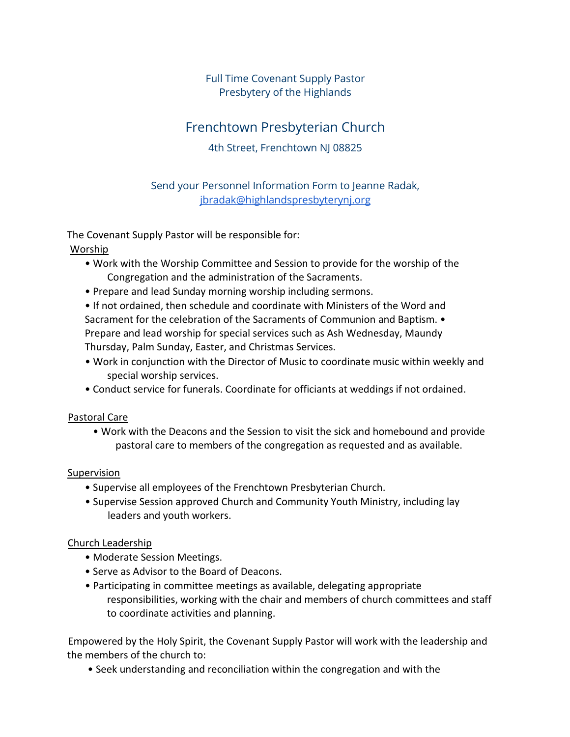Full Time Covenant Supply Pastor
Presbytery of the Highlands

# Frenchtown Presbyterian Church

4th Street, Frenchtown NJ 08825

Send your Personnel Information Form to Jeanne Radak, jbradak@highlandspresbyterynj.org

The Covenant Supply Pastor will be responsible for:

<u>Worship</u>

- Work with the Worship Committee and Session to provide for the worship of the Congregation and the administration of the Sacraments.
- Prepare and lead Sunday morning worship including sermons.
- If not ordained, then schedule and coordinate with Ministers of the Word and Sacrament for the celebration of the Sacraments of Communion and Baptism.
- Prepare and lead worship for special services such as Ash Wednesday, Maundy Thursday, Palm Sunday, Easter, and Christmas Services.
- Work in conjunction with the Director of Music to coordinate music within weekly and special worship services.
- Conduct service for funerals. Coordinate for officiants at weddings if not ordained.

<u>Pastoral Care</u>

- Work with the Deacons and the Session to visit the sick and homebound and provide pastoral care to members of the congregation as requested and as available.

<u>Supervision</u>

- Supervise all employees of the Frenchtown Presbyterian Church.
- Supervise Session approved Church and Community Youth Ministry, including lay leaders and youth workers.

<u>Church Leadership</u>

- Moderate Session Meetings.
- Serve as Advisor to the Board of Deacons.
- Participating in committee meetings as available, delegating appropriate responsibilities, working with the chair and members of church committees and staff to coordinate activities and planning.

Empowered by the Holy Spirit, the Covenant Supply Pastor will work with the leadership and the members of the church to:

- Seek understanding and reconciliation within the congregation and with the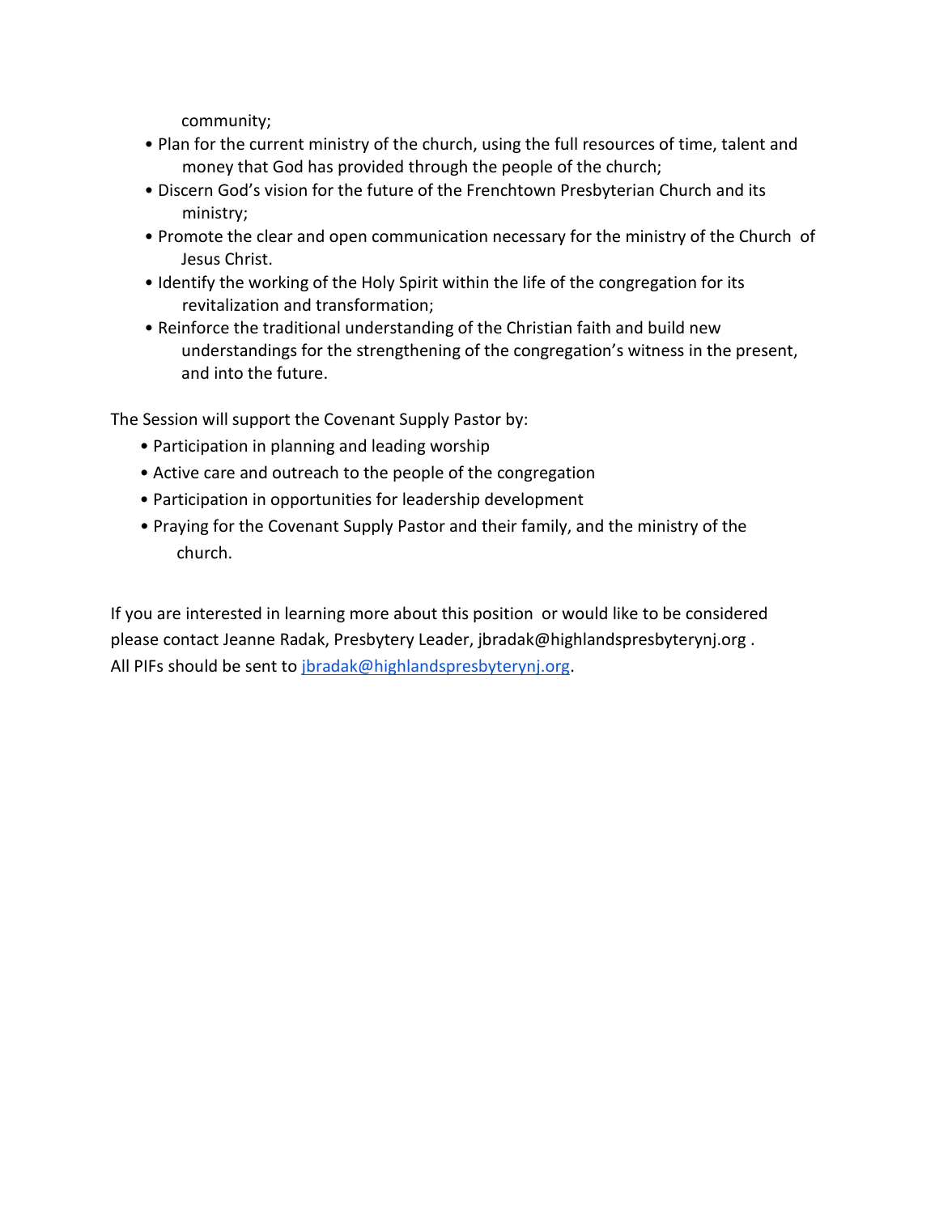community;

- Plan for the current ministry of the church, using the full resources of time, talent and money that God has provided through the people of the church;
- Discern God's vision for the future of the Frenchtown Presbyterian Church and its ministry;
- Promote the clear and open communication necessary for the ministry of the Church of Jesus Christ.
- Identify the working of the Holy Spirit within the life of the congregation for its revitalization and transformation;
- Reinforce the traditional understanding of the Christian faith and build new understandings for the strengthening of the congregation's witness in the present, and into the future.

The Session will support the Covenant Supply Pastor by:

- Participation in planning and leading worship
- Active care and outreach to the people of the congregation
- Participation in opportunities for leadership development
- Praying for the Covenant Supply Pastor and their family, and the ministry of the church.

If you are interested in learning more about this position or would like to be considered please contact Jeanne Radak, Presbytery Leader, jbradak@highlandspresbyterynj.org .
All PIFs should be sent to jbradak@highlandspresbyterynj.org.